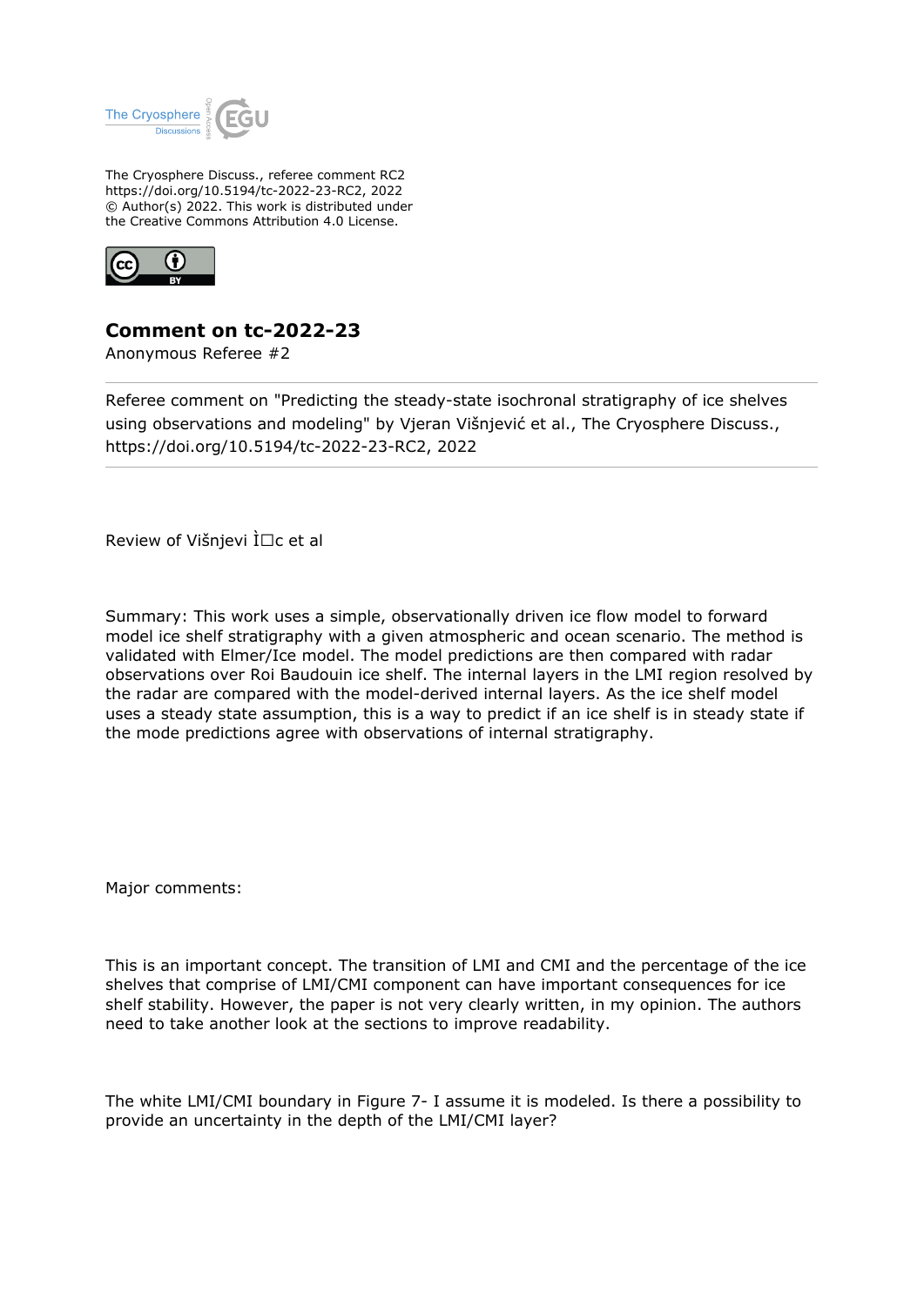The Cryosphere Discuss., referee comment RC2
https://doi.org/10.5194/tc-2022-23-RC2, 2022
© Author(s) 2022. This work is distributed under
the Creative Commons Attribution 4.0 License.

# Comment on tc-2022-23

Anonymous Referee #2

---

Referee comment on "Predicting the steady-state isochronal stratigraphy of ice shelves using observations and modeling" by Vjeran Višnjević et al., The Cryosphere Discuss., https://doi.org/10.5194/tc-2022-23-RC2, 2022

---

Review of Višnjevi Ì□c et al

Summary: This work uses a simple, observationally driven ice flow model to forward model ice shelf stratigraphy with a given atmospheric and ocean scenario. The method is validated with Elmer/Ice model. The model predictions are then compared with radar observations over Roi Baudouin ice shelf. The internal layers in the LMI region resolved by the radar are compared with the model-derived internal layers. As the ice shelf model uses a steady state assumption, this is a way to predict if an ice shelf is in steady state if the mode predictions agree with observations of internal stratigraphy.

Major comments:

This is an important concept. The transition of LMI and CMI and the percentage of the ice shelves that comprise of LMI/CMI component can have important consequences for ice shelf stability. However, the paper is not very clearly written, in my opinion. The authors need to take another look at the sections to improve readability.

The white LMI/CMI boundary in Figure 7- I assume it is modeled. Is there a possibility to provide an uncertainty in the depth of the LMI/CMI layer?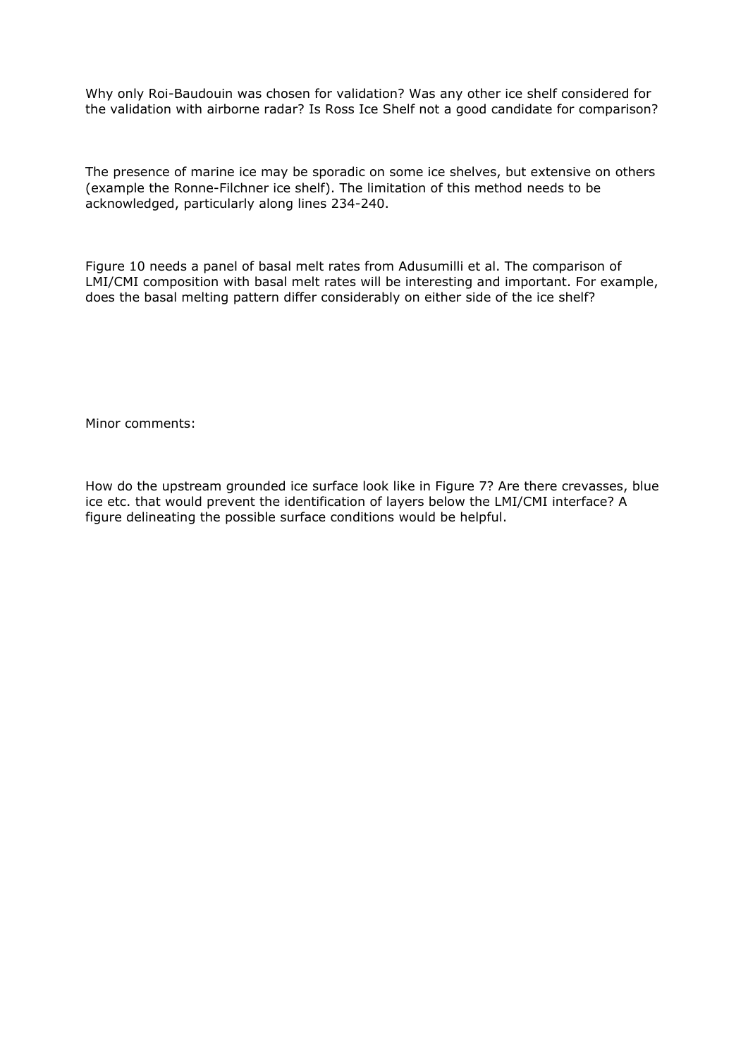Why only Roi-Baudouin was chosen for validation? Was any other ice shelf considered for the validation with airborne radar? Is Ross Ice Shelf not a good candidate for comparison?

The presence of marine ice may be sporadic on some ice shelves, but extensive on others (example the Ronne-Filchner ice shelf). The limitation of this method needs to be acknowledged, particularly along lines 234-240.

Figure 10 needs a panel of basal melt rates from Adusumilli et al. The comparison of LMI/CMI composition with basal melt rates will be interesting and important. For example, does the basal melting pattern differ considerably on either side of the ice shelf?

Minor comments:

How do the upstream grounded ice surface look like in Figure 7? Are there crevasses, blue ice etc. that would prevent the identification of layers below the LMI/CMI interface? A figure delineating the possible surface conditions would be helpful.